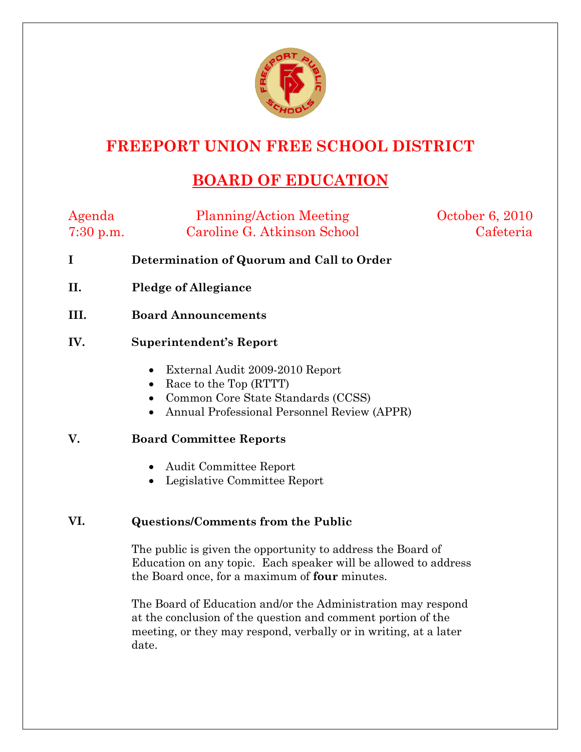# FREEPORT UNION FREE SCHOOL DISTRICT

## BOARD OF EDUCATION

Agenda — Planning/Action Meeting — October 6, 2010
7:30 p.m. — Caroline G. Atkinson School — Cafeteria

**I Determination of Quorum and Call to Order**

**II. Pledge of Allegiance**

**III. Board Announcements**

**IV. Superintendent's Report**

- External Audit 2009-2010 Report
- Race to the Top (RTTT)
- Common Core State Standards (CCSS)
- Annual Professional Personnel Review (APPR)

**V. Board Committee Reports**

- Audit Committee Report
- Legislative Committee Report

**VI. Questions/Comments from the Public**

The public is given the opportunity to address the Board of Education on any topic. Each speaker will be allowed to address the Board once, for a maximum of **four** minutes.

The Board of Education and/or the Administration may respond at the conclusion of the question and comment portion of the meeting, or they may respond, verbally or in writing, at a later date.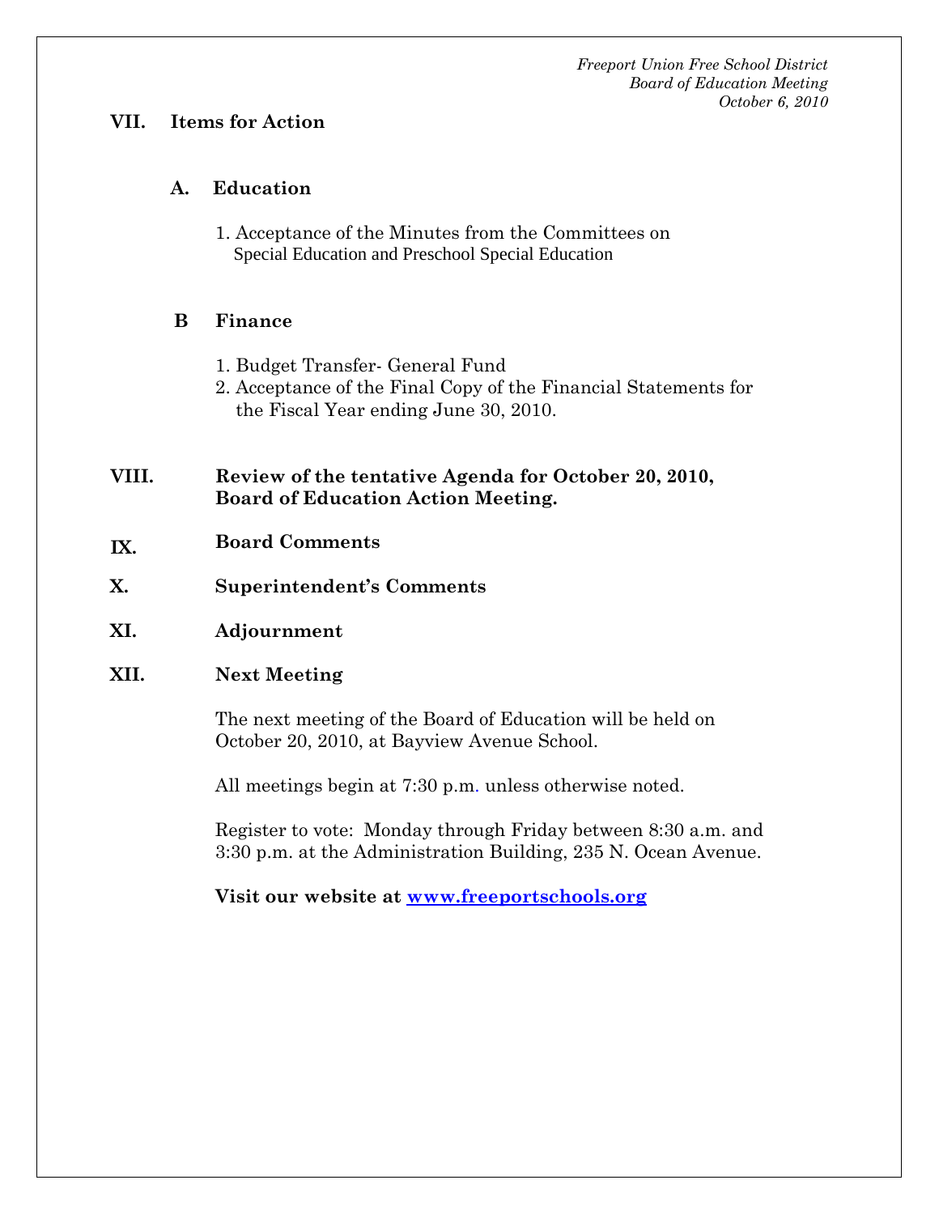*Freeport Union Free School District*
*Board of Education Meeting*
*October 6, 2010*

## VII. Items for Action

### A. Education

1. Acceptance of the Minutes from the Committees on Special Education and Preschool Special Education

### B Finance

1. Budget Transfer- General Fund
2. Acceptance of the Final Copy of the Financial Statements for the Fiscal Year ending June 30, 2010.

## VIII. Review of the tentative Agenda for October 20, 2010, Board of Education Action Meeting.

## IX. Board Comments

## X. Superintendent's Comments

## XI. Adjournment

## XII. Next Meeting

The next meeting of the Board of Education will be held on October 20, 2010, at Bayview Avenue School.

All meetings begin at 7:30 p.m. unless otherwise noted.

Register to vote: Monday through Friday between 8:30 a.m. and 3:30 p.m. at the Administration Building, 235 N. Ocean Avenue.

**Visit our website at [www.freeportschools.org](http://www.freeportschools.org)**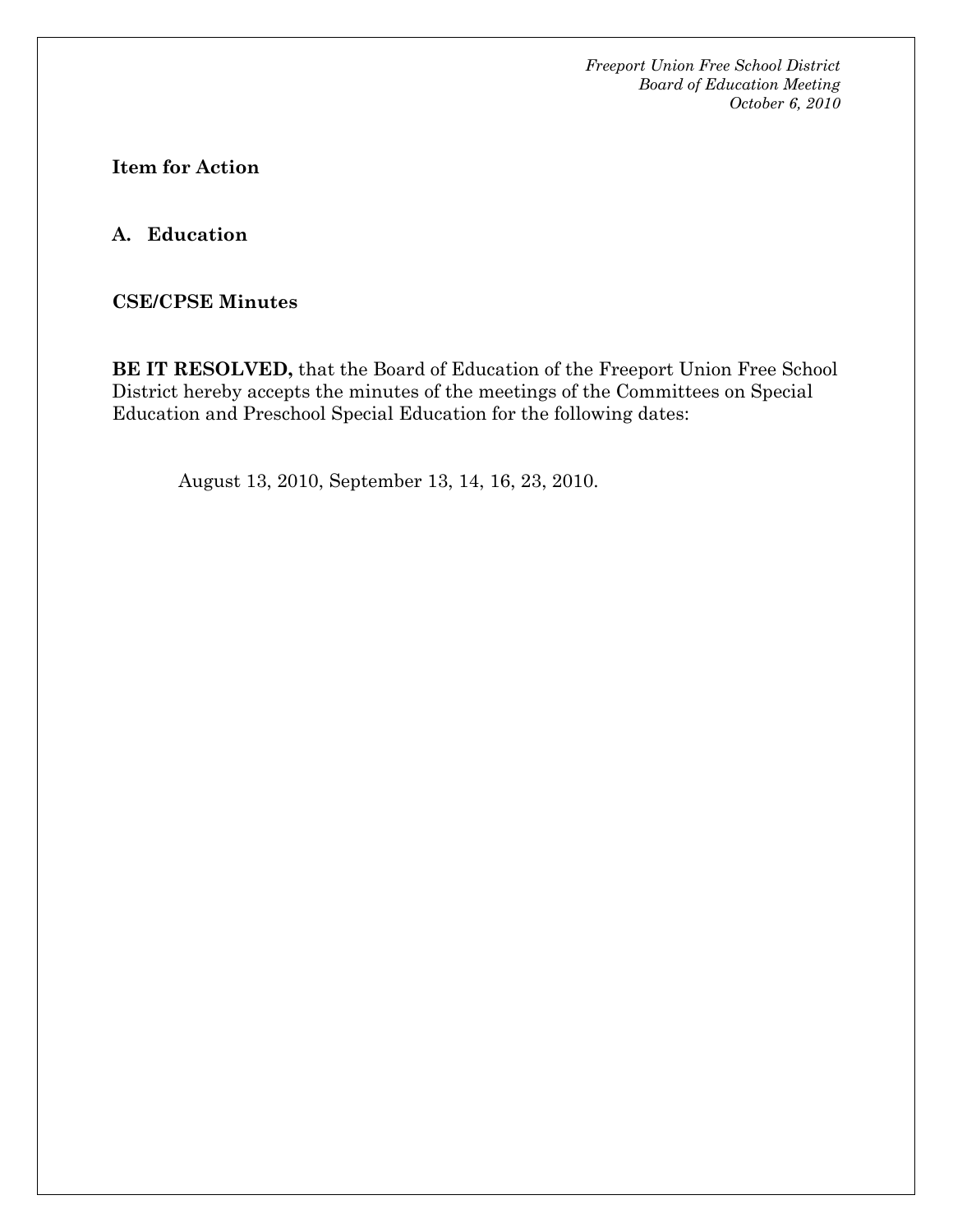*Freeport Union Free School District*
*Board of Education Meeting*
*October 6, 2010*

**Item for Action**

**A. Education**

**CSE/CPSE Minutes**

**BE IT RESOLVED,** that the Board of Education of the Freeport Union Free School District hereby accepts the minutes of the meetings of the Committees on Special Education and Preschool Special Education for the following dates:

August 13, 2010, September 13, 14, 16, 23, 2010.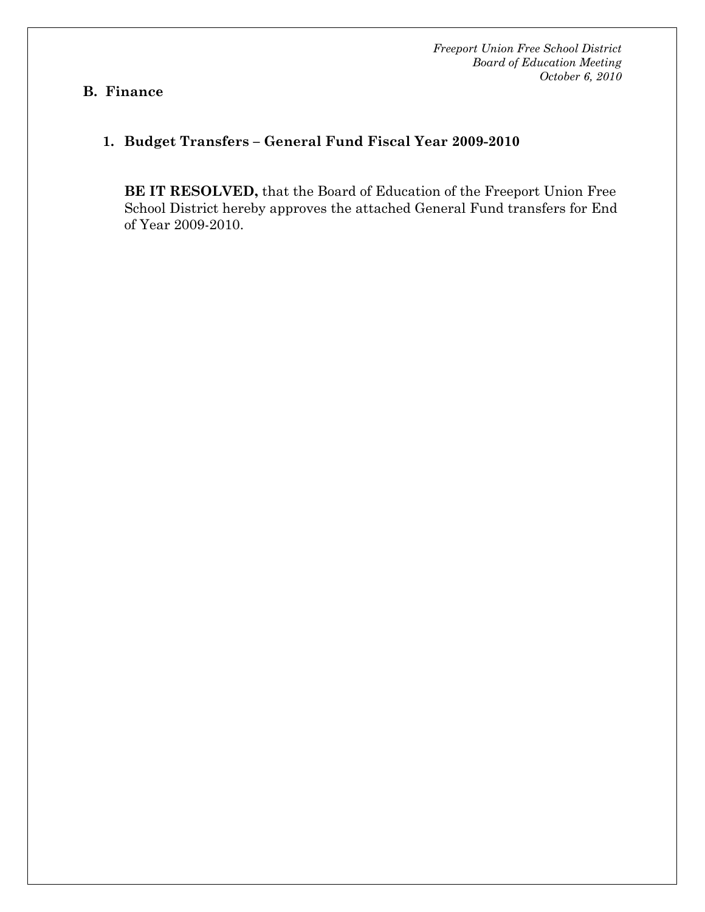## B. Finance

### 1. Budget Transfers – General Fund Fiscal Year 2009-2010

**BE IT RESOLVED,** that the Board of Education of the Freeport Union Free School District hereby approves the attached General Fund transfers for End of Year 2009-2010.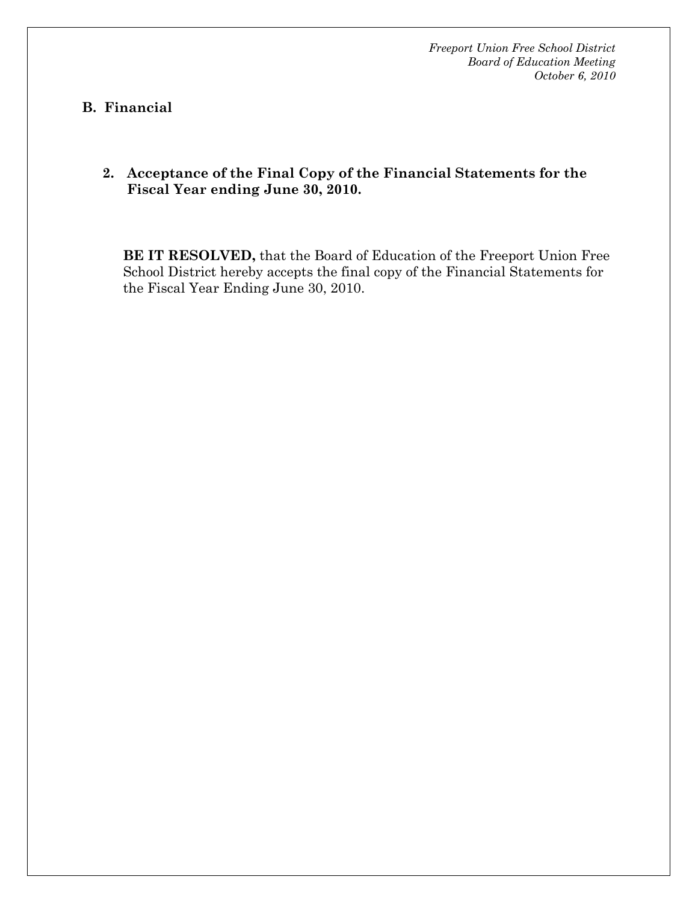## B. Financial

### 2. Acceptance of the Final Copy of the Financial Statements for the Fiscal Year ending June 30, 2010.

**BE IT RESOLVED,** that the Board of Education of the Freeport Union Free School District hereby accepts the final copy of the Financial Statements for the Fiscal Year Ending June 30, 2010.